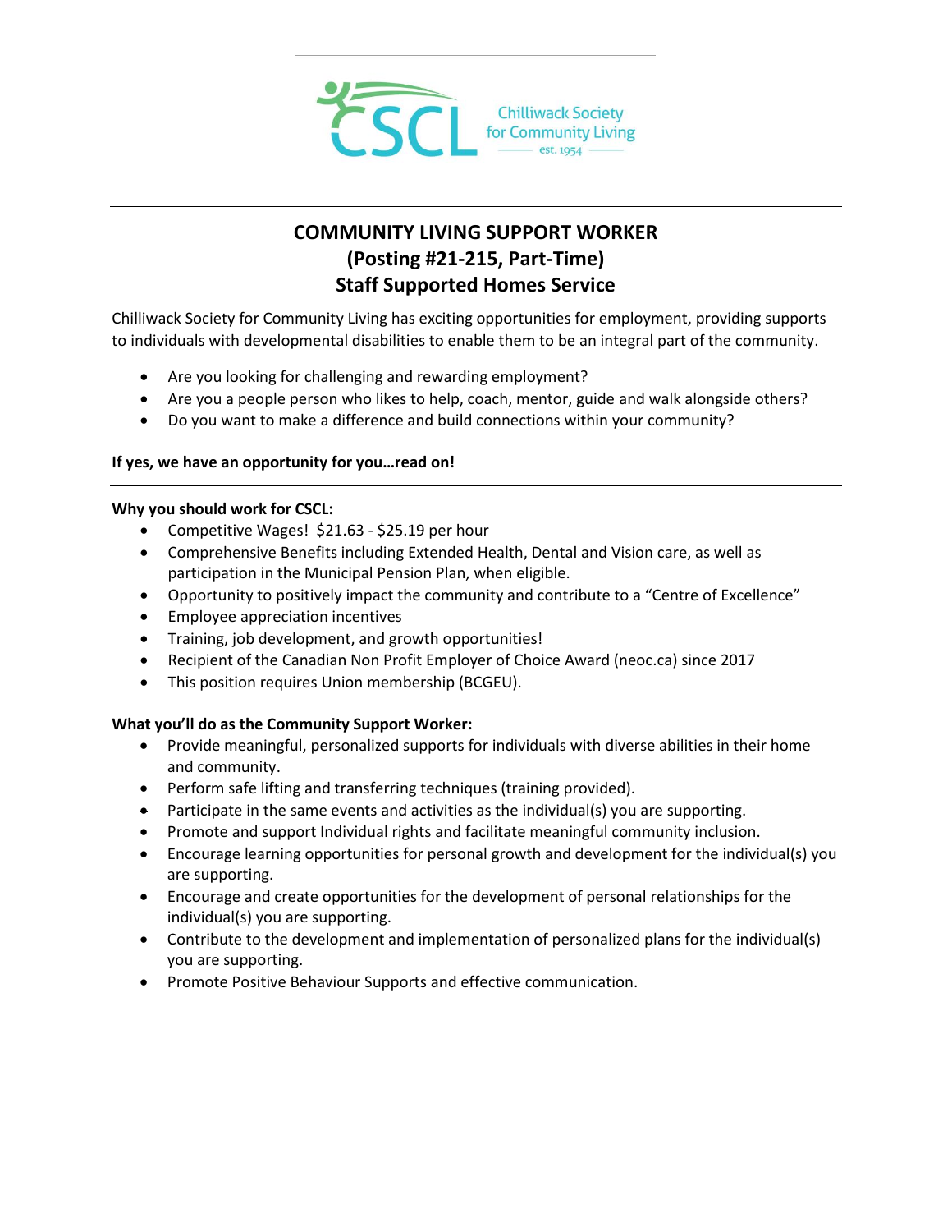CSCL Chilliwack Society for Community Living est. 1954

# COMMUNITY LIVING SUPPORT WORKER
## (Posting #21-215, Part-Time)
## Staff Supported Homes Service

Chilliwack Society for Community Living has exciting opportunities for employment, providing supports to individuals with developmental disabilities to enable them to be an integral part of the community.

- Are you looking for challenging and rewarding employment?
- Are you a people person who likes to help, coach, mentor, guide and walk alongside others?
- Do you want to make a difference and build connections within your community?

**If yes, we have an opportunity for you…read on!**

**Why you should work for CSCL:**

- Competitive Wages! $21.63 - $25.19 per hour
- Comprehensive Benefits including Extended Health, Dental and Vision care, as well as participation in the Municipal Pension Plan, when eligible.
- Opportunity to positively impact the community and contribute to a "Centre of Excellence"
- Employee appreciation incentives
- Training, job development, and growth opportunities!
- Recipient of the Canadian Non Profit Employer of Choice Award (neoc.ca) since 2017
- This position requires Union membership (BCGEU).

**What you'll do as the Community Support Worker:**

- Provide meaningful, personalized supports for individuals with diverse abilities in their home and community.
- Perform safe lifting and transferring techniques (training provided).
- Participate in the same events and activities as the individual(s) you are supporting.
- Promote and support Individual rights and facilitate meaningful community inclusion.
- Encourage learning opportunities for personal growth and development for the individual(s) you are supporting.
- Encourage and create opportunities for the development of personal relationships for the individual(s) you are supporting.
- Contribute to the development and implementation of personalized plans for the individual(s) you are supporting.
- Promote Positive Behaviour Supports and effective communication.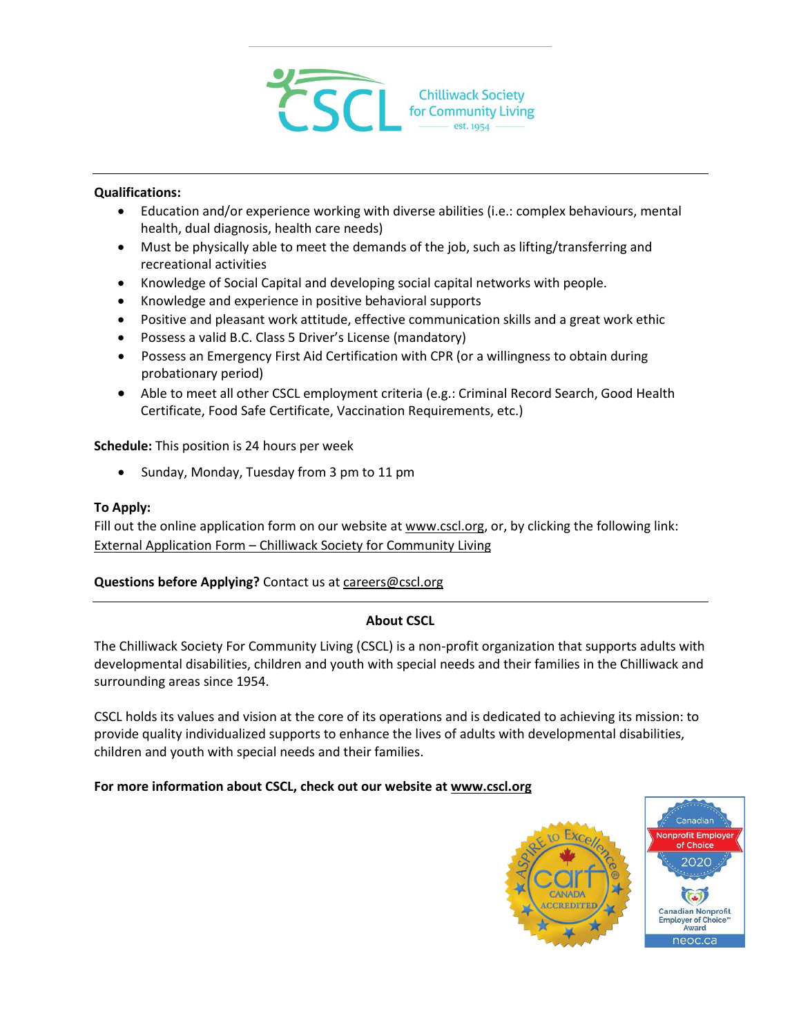Chilliwack Society for Community Living
est. 1954

**Qualifications:**

- Education and/or experience working with diverse abilities (i.e.: complex behaviours, mental health, dual diagnosis, health care needs)
- Must be physically able to meet the demands of the job, such as lifting/transferring and recreational activities
- Knowledge of Social Capital and developing social capital networks with people.
- Knowledge and experience in positive behavioral supports
- Positive and pleasant work attitude, effective communication skills and a great work ethic
- Possess a valid B.C. Class 5 Driver's License (mandatory)
- Possess an Emergency First Aid Certification with CPR (or a willingness to obtain during probationary period)
- Able to meet all other CSCL employment criteria (e.g.: Criminal Record Search, Good Health Certificate, Food Safe Certificate, Vaccination Requirements, etc.)

**Schedule:** This position is 24 hours per week

- Sunday, Monday, Tuesday from 3 pm to 11 pm

**To Apply:**
Fill out the online application form on our website at www.cscl.org, or, by clicking the following link: External Application Form – Chilliwack Society for Community Living

**Questions before Applying?** Contact us at careers@cscl.org

---

**About CSCL**

The Chilliwack Society For Community Living (CSCL) is a non-profit organization that supports adults with developmental disabilities, children and youth with special needs and their families in the Chilliwack and surrounding areas since 1954.

CSCL holds its values and vision at the core of its operations and is dedicated to achieving its mission: to provide quality individualized supports to enhance the lives of adults with developmental disabilities, children and youth with special needs and their families.

**For more information about CSCL, check out our website at www.cscl.org**